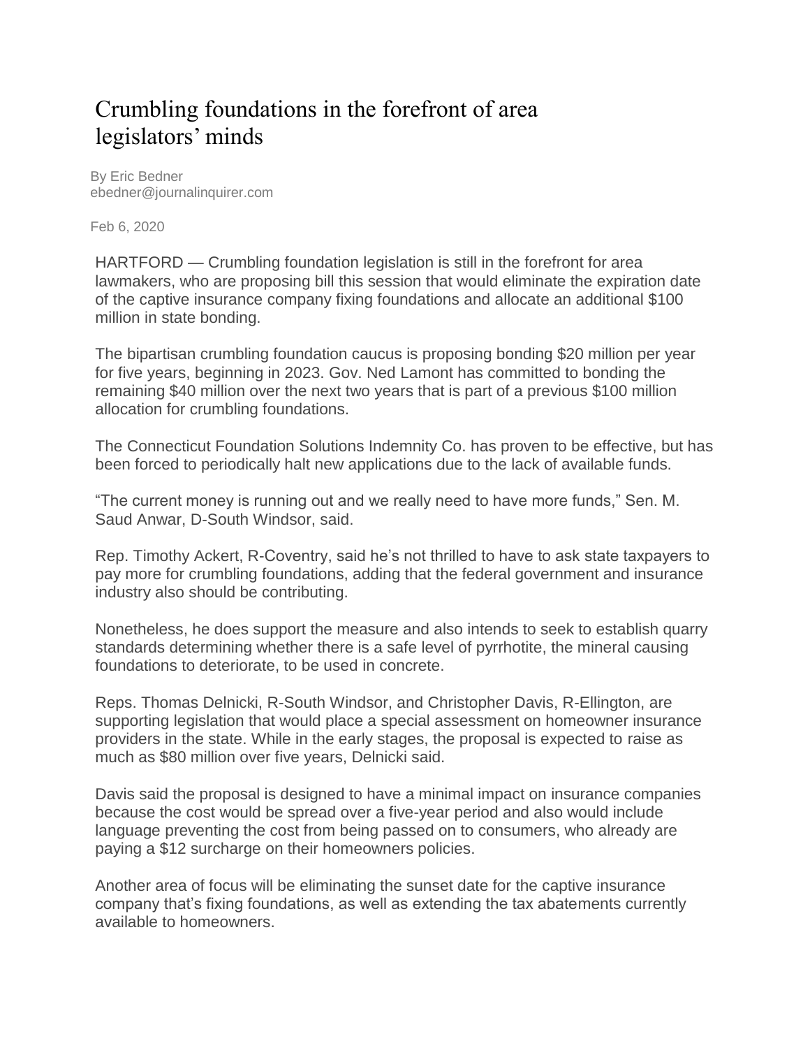# Crumbling foundations in the forefront of area legislators' minds

By Eric Bedner
ebedner@journalinquirer.com

Feb 6, 2020

HARTFORD — Crumbling foundation legislation is still in the forefront for area lawmakers, who are proposing bill this session that would eliminate the expiration date of the captive insurance company fixing foundations and allocate an additional $100 million in state bonding.

The bipartisan crumbling foundation caucus is proposing bonding $20 million per year for five years, beginning in 2023. Gov. Ned Lamont has committed to bonding the remaining $40 million over the next two years that is part of a previous $100 million allocation for crumbling foundations.

The Connecticut Foundation Solutions Indemnity Co. has proven to be effective, but has been forced to periodically halt new applications due to the lack of available funds.

"The current money is running out and we really need to have more funds," Sen. M. Saud Anwar, D-South Windsor, said.

Rep. Timothy Ackert, R-Coventry, said he's not thrilled to have to ask state taxpayers to pay more for crumbling foundations, adding that the federal government and insurance industry also should be contributing.

Nonetheless, he does support the measure and also intends to seek to establish quarry standards determining whether there is a safe level of pyrrhotite, the mineral causing foundations to deteriorate, to be used in concrete.

Reps. Thomas Delnicki, R-South Windsor, and Christopher Davis, R-Ellington, are supporting legislation that would place a special assessment on homeowner insurance providers in the state. While in the early stages, the proposal is expected to raise as much as $80 million over five years, Delnicki said.

Davis said the proposal is designed to have a minimal impact on insurance companies because the cost would be spread over a five-year period and also would include language preventing the cost from being passed on to consumers, who already are paying a $12 surcharge on their homeowners policies.

Another area of focus will be eliminating the sunset date for the captive insurance company that's fixing foundations, as well as extending the tax abatements currently available to homeowners.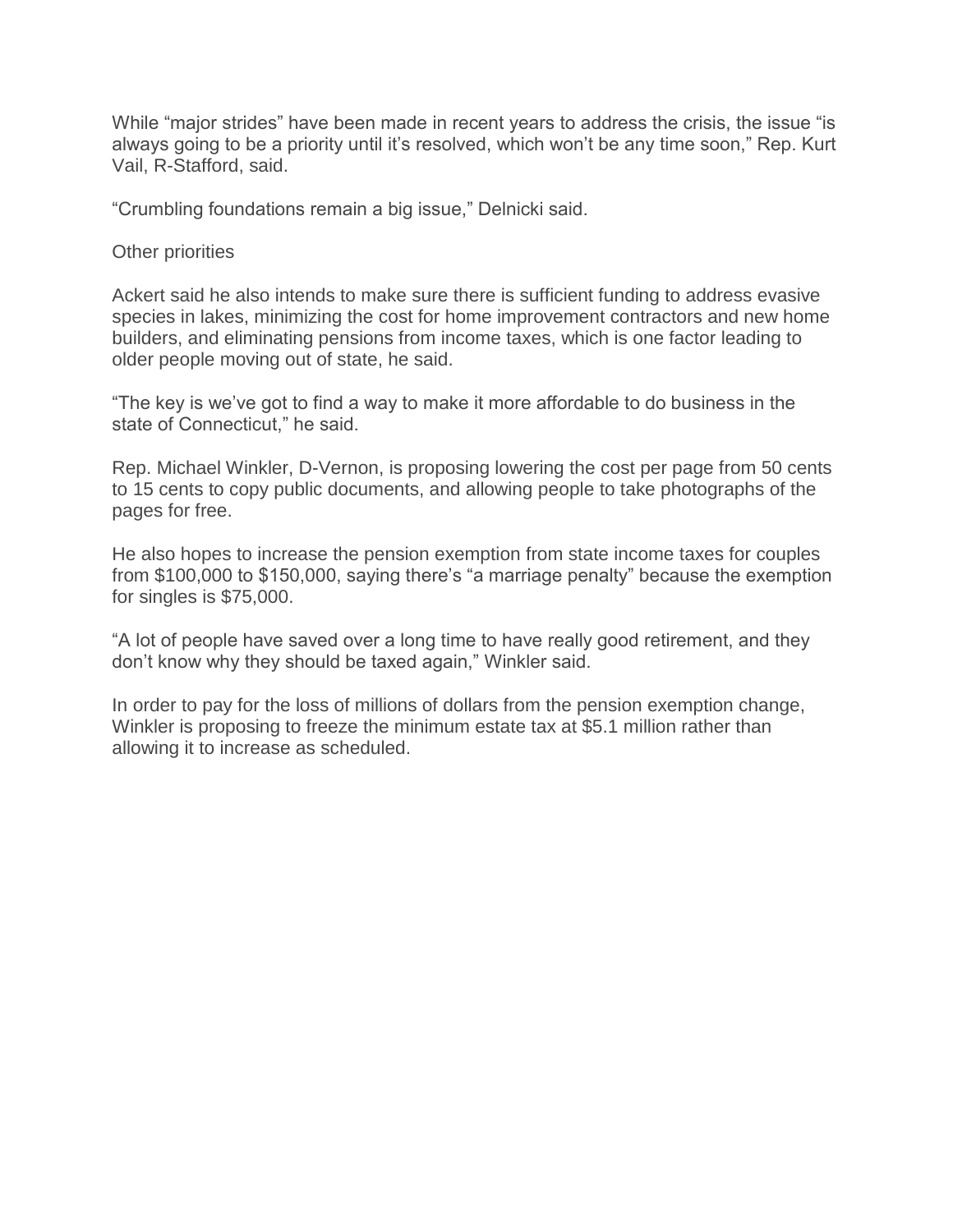While “major strides” have been made in recent years to address the crisis, the issue “is always going to be a priority until it’s resolved, which won’t be any time soon,” Rep. Kurt Vail, R-Stafford, said.

“Crumbling foundations remain a big issue,” Delnicki said.

## Other priorities

Ackert said he also intends to make sure there is sufficient funding to address evasive species in lakes, minimizing the cost for home improvement contractors and new home builders, and eliminating pensions from income taxes, which is one factor leading to older people moving out of state, he said.

“The key is we’ve got to find a way to make it more affordable to do business in the state of Connecticut,” he said.

Rep. Michael Winkler, D-Vernon, is proposing lowering the cost per page from 50 cents to 15 cents to copy public documents, and allowing people to take photographs of the pages for free.

He also hopes to increase the pension exemption from state income taxes for couples from $100,000 to $150,000, saying there’s “a marriage penalty” because the exemption for singles is $75,000.

“A lot of people have saved over a long time to have really good retirement, and they don’t know why they should be taxed again,” Winkler said.

In order to pay for the loss of millions of dollars from the pension exemption change, Winkler is proposing to freeze the minimum estate tax at $5.1 million rather than allowing it to increase as scheduled.